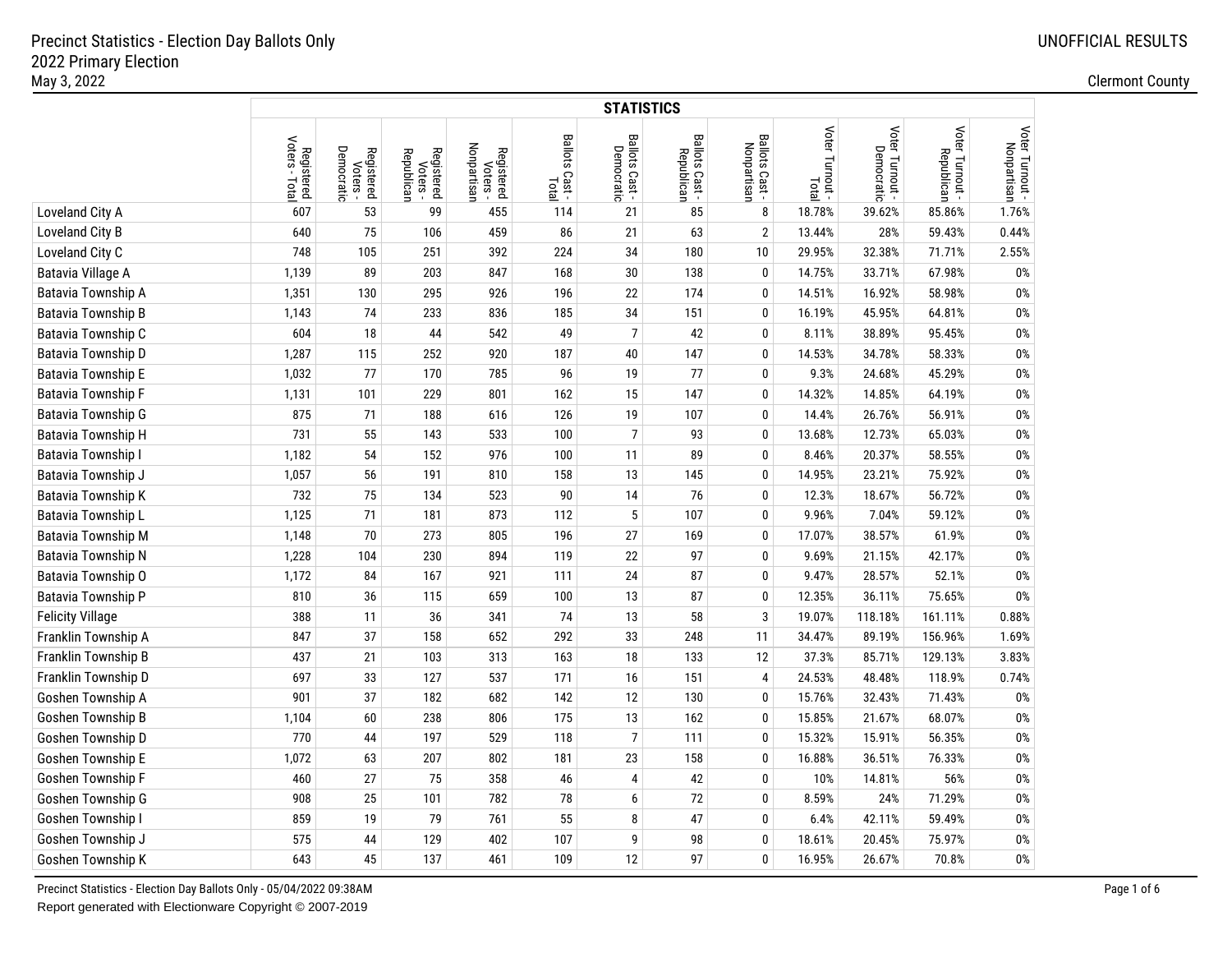Precinct Statistics - Election Day Ballots Only
2022 Primary Election
May 3, 2022

UNOFFICIAL RESULTS

Clermont County

| | STATISTICS | | | | | | | | | | | |
|---|---|---|---|---|---|---|---|---|---|---|---|---|
| | Registered Voters - Total | Registered Voters - Democratic | Registered Voters - Republican | Registered Voters - Nonpartisan | Ballots Cast - Total | Ballots Cast - Democratic | Ballots Cast - Republican | Ballots Cast - Nonpartisan | Voter Turnout - Total | Voter Turnout - Democratic | Voter Turnout - Republican | Voter Turnout - Nonpartisan |
| Loveland City A | 607 | 53 | 99 | 455 | 114 | 21 | 85 | 8 | 18.78% | 39.62% | 85.86% | 1.76% |
| Loveland City B | 640 | 75 | 106 | 459 | 86 | 21 | 63 | 2 | 13.44% | 28% | 59.43% | 0.44% |
| Loveland City C | 748 | 105 | 251 | 392 | 224 | 34 | 180 | 10 | 29.95% | 32.38% | 71.71% | 2.55% |
| Batavia Village A | 1,139 | 89 | 203 | 847 | 168 | 30 | 138 | 0 | 14.75% | 33.71% | 67.98% | 0% |
| Batavia Township A | 1,351 | 130 | 295 | 926 | 196 | 22 | 174 | 0 | 14.51% | 16.92% | 58.98% | 0% |
| Batavia Township B | 1,143 | 74 | 233 | 836 | 185 | 34 | 151 | 0 | 16.19% | 45.95% | 64.81% | 0% |
| Batavia Township C | 604 | 18 | 44 | 542 | 49 | 7 | 42 | 0 | 8.11% | 38.89% | 95.45% | 0% |
| Batavia Township D | 1,287 | 115 | 252 | 920 | 187 | 40 | 147 | 0 | 14.53% | 34.78% | 58.33% | 0% |
| Batavia Township E | 1,032 | 77 | 170 | 785 | 96 | 19 | 77 | 0 | 9.3% | 24.68% | 45.29% | 0% |
| Batavia Township F | 1,131 | 101 | 229 | 801 | 162 | 15 | 147 | 0 | 14.32% | 14.85% | 64.19% | 0% |
| Batavia Township G | 875 | 71 | 188 | 616 | 126 | 19 | 107 | 0 | 14.4% | 26.76% | 56.91% | 0% |
| Batavia Township H | 731 | 55 | 143 | 533 | 100 | 7 | 93 | 0 | 13.68% | 12.73% | 65.03% | 0% |
| Batavia Township I | 1,182 | 54 | 152 | 976 | 100 | 11 | 89 | 0 | 8.46% | 20.37% | 58.55% | 0% |
| Batavia Township J | 1,057 | 56 | 191 | 810 | 158 | 13 | 145 | 0 | 14.95% | 23.21% | 75.92% | 0% |
| Batavia Township K | 732 | 75 | 134 | 523 | 90 | 14 | 76 | 0 | 12.3% | 18.67% | 56.72% | 0% |
| Batavia Township L | 1,125 | 71 | 181 | 873 | 112 | 5 | 107 | 0 | 9.96% | 7.04% | 59.12% | 0% |
| Batavia Township M | 1,148 | 70 | 273 | 805 | 196 | 27 | 169 | 0 | 17.07% | 38.57% | 61.9% | 0% |
| Batavia Township N | 1,228 | 104 | 230 | 894 | 119 | 22 | 97 | 0 | 9.69% | 21.15% | 42.17% | 0% |
| Batavia Township O | 1,172 | 84 | 167 | 921 | 111 | 24 | 87 | 0 | 9.47% | 28.57% | 52.1% | 0% |
| Batavia Township P | 810 | 36 | 115 | 659 | 100 | 13 | 87 | 0 | 12.35% | 36.11% | 75.65% | 0% |
| Felicity Village | 388 | 11 | 36 | 341 | 74 | 13 | 58 | 3 | 19.07% | 118.18% | 161.11% | 0.88% |
| Franklin Township A | 847 | 37 | 158 | 652 | 292 | 33 | 248 | 11 | 34.47% | 89.19% | 156.96% | 1.69% |
| Franklin Township B | 437 | 21 | 103 | 313 | 163 | 18 | 133 | 12 | 37.3% | 85.71% | 129.13% | 3.83% |
| Franklin Township D | 697 | 33 | 127 | 537 | 171 | 16 | 151 | 4 | 24.53% | 48.48% | 118.9% | 0.74% |
| Goshen Township A | 901 | 37 | 182 | 682 | 142 | 12 | 130 | 0 | 15.76% | 32.43% | 71.43% | 0% |
| Goshen Township B | 1,104 | 60 | 238 | 806 | 175 | 13 | 162 | 0 | 15.85% | 21.67% | 68.07% | 0% |
| Goshen Township D | 770 | 44 | 197 | 529 | 118 | 7 | 111 | 0 | 15.32% | 15.91% | 56.35% | 0% |
| Goshen Township E | 1,072 | 63 | 207 | 802 | 181 | 23 | 158 | 0 | 16.88% | 36.51% | 76.33% | 0% |
| Goshen Township F | 460 | 27 | 75 | 358 | 46 | 4 | 42 | 0 | 10% | 14.81% | 56% | 0% |
| Goshen Township G | 908 | 25 | 101 | 782 | 78 | 6 | 72 | 0 | 8.59% | 24% | 71.29% | 0% |
| Goshen Township I | 859 | 19 | 79 | 761 | 55 | 8 | 47 | 0 | 6.4% | 42.11% | 59.49% | 0% |
| Goshen Township J | 575 | 44 | 129 | 402 | 107 | 9 | 98 | 0 | 18.61% | 20.45% | 75.97% | 0% |
| Goshen Township K | 643 | 45 | 137 | 461 | 109 | 12 | 97 | 0 | 16.95% | 26.67% | 70.8% | 0% |

Precinct Statistics - Election Day Ballots Only - 05/04/2022 09:38AM
Report generated with Electionware Copyright © 2007-2019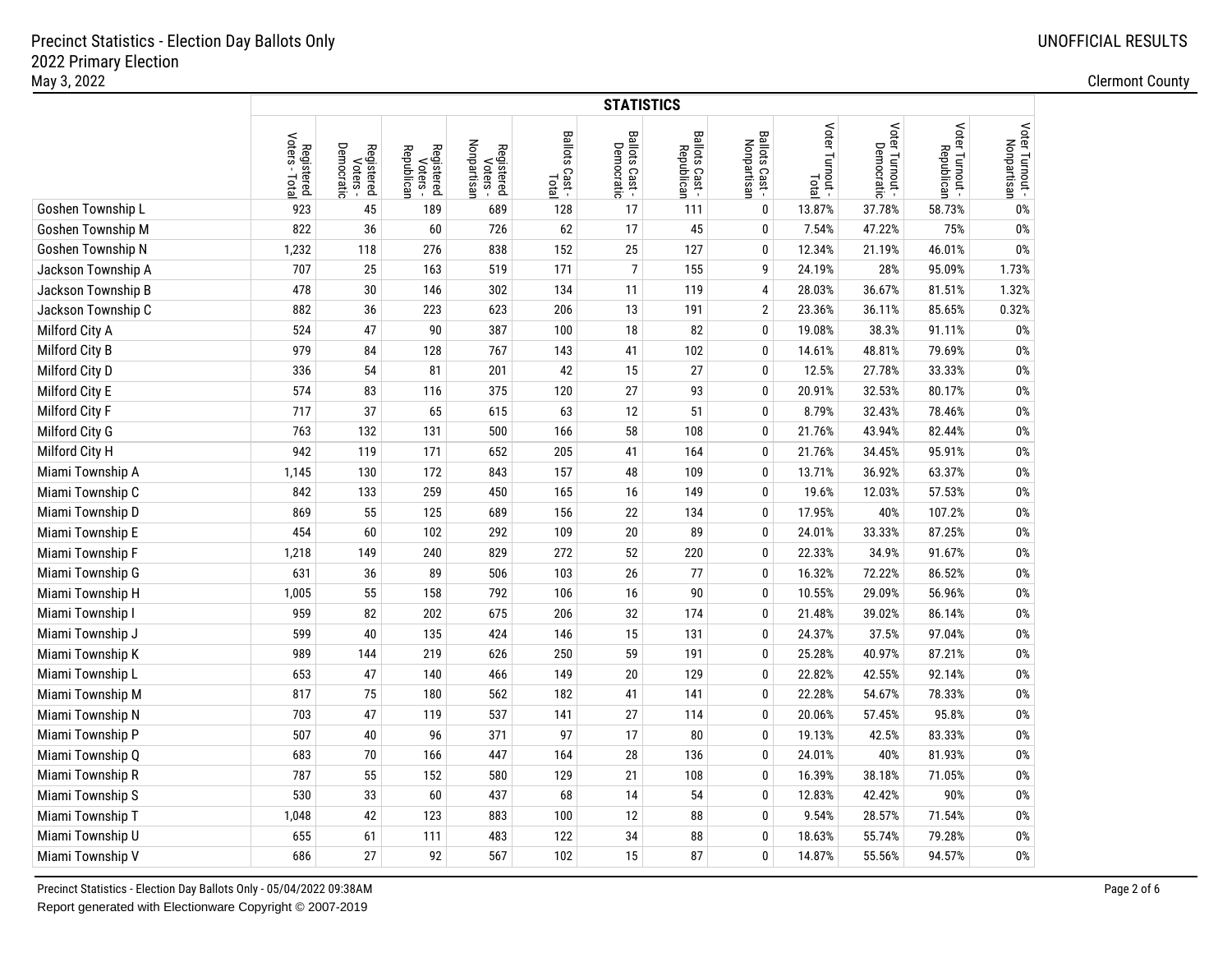Precinct Statistics - Election Day Ballots Only
2022 Primary Election
May 3, 2022

UNOFFICIAL RESULTS

Clermont County

| | STATISTICS | | | | | | | | | | | |
|---|---|---|---|---|---|---|---|---|---|---|---|---|
| | Registered Voters - Total | Registered Voters - Democratic | Registered Voters - Republican | Registered Voters - Nonpartisan | Ballots Cast - Total | Ballots Cast - Democratic | Ballots Cast - Republican | Ballots Cast - Nonpartisan | Voter Turnout - Total | Voter Turnout - Democratic | Voter Turnout - Republican | Voter Turnout - Nonpartisan |
| Goshen Township L | 923 | 45 | 189 | 689 | 128 | 17 | 111 | 0 | 13.87% | 37.78% | 58.73% | 0% |
| Goshen Township M | 822 | 36 | 60 | 726 | 62 | 17 | 45 | 0 | 7.54% | 47.22% | 75% | 0% |
| Goshen Township N | 1,232 | 118 | 276 | 838 | 152 | 25 | 127 | 0 | 12.34% | 21.19% | 46.01% | 0% |
| Jackson Township A | 707 | 25 | 163 | 519 | 171 | 7 | 155 | 9 | 24.19% | 28% | 95.09% | 1.73% |
| Jackson Township B | 478 | 30 | 146 | 302 | 134 | 11 | 119 | 4 | 28.03% | 36.67% | 81.51% | 1.32% |
| Jackson Township C | 882 | 36 | 223 | 623 | 206 | 13 | 191 | 2 | 23.36% | 36.11% | 85.65% | 0.32% |
| Milford City A | 524 | 47 | 90 | 387 | 100 | 18 | 82 | 0 | 19.08% | 38.3% | 91.11% | 0% |
| Milford City B | 979 | 84 | 128 | 767 | 143 | 41 | 102 | 0 | 14.61% | 48.81% | 79.69% | 0% |
| Milford City D | 336 | 54 | 81 | 201 | 42 | 15 | 27 | 0 | 12.5% | 27.78% | 33.33% | 0% |
| Milford City E | 574 | 83 | 116 | 375 | 120 | 27 | 93 | 0 | 20.91% | 32.53% | 80.17% | 0% |
| Milford City F | 717 | 37 | 65 | 615 | 63 | 12 | 51 | 0 | 8.79% | 32.43% | 78.46% | 0% |
| Milford City G | 763 | 132 | 131 | 500 | 166 | 58 | 108 | 0 | 21.76% | 43.94% | 82.44% | 0% |
| Milford City H | 942 | 119 | 171 | 652 | 205 | 41 | 164 | 0 | 21.76% | 34.45% | 95.91% | 0% |
| Miami Township A | 1,145 | 130 | 172 | 843 | 157 | 48 | 109 | 0 | 13.71% | 36.92% | 63.37% | 0% |
| Miami Township C | 842 | 133 | 259 | 450 | 165 | 16 | 149 | 0 | 19.6% | 12.03% | 57.53% | 0% |
| Miami Township D | 869 | 55 | 125 | 689 | 156 | 22 | 134 | 0 | 17.95% | 40% | 107.2% | 0% |
| Miami Township E | 454 | 60 | 102 | 292 | 109 | 20 | 89 | 0 | 24.01% | 33.33% | 87.25% | 0% |
| Miami Township F | 1,218 | 149 | 240 | 829 | 272 | 52 | 220 | 0 | 22.33% | 34.9% | 91.67% | 0% |
| Miami Township G | 631 | 36 | 89 | 506 | 103 | 26 | 77 | 0 | 16.32% | 72.22% | 86.52% | 0% |
| Miami Township H | 1,005 | 55 | 158 | 792 | 106 | 16 | 90 | 0 | 10.55% | 29.09% | 56.96% | 0% |
| Miami Township I | 959 | 82 | 202 | 675 | 206 | 32 | 174 | 0 | 21.48% | 39.02% | 86.14% | 0% |
| Miami Township J | 599 | 40 | 135 | 424 | 146 | 15 | 131 | 0 | 24.37% | 37.5% | 97.04% | 0% |
| Miami Township K | 989 | 144 | 219 | 626 | 250 | 59 | 191 | 0 | 25.28% | 40.97% | 87.21% | 0% |
| Miami Township L | 653 | 47 | 140 | 466 | 149 | 20 | 129 | 0 | 22.82% | 42.55% | 92.14% | 0% |
| Miami Township M | 817 | 75 | 180 | 562 | 182 | 41 | 141 | 0 | 22.28% | 54.67% | 78.33% | 0% |
| Miami Township N | 703 | 47 | 119 | 537 | 141 | 27 | 114 | 0 | 20.06% | 57.45% | 95.8% | 0% |
| Miami Township P | 507 | 40 | 96 | 371 | 97 | 17 | 80 | 0 | 19.13% | 42.5% | 83.33% | 0% |
| Miami Township Q | 683 | 70 | 166 | 447 | 164 | 28 | 136 | 0 | 24.01% | 40% | 81.93% | 0% |
| Miami Township R | 787 | 55 | 152 | 580 | 129 | 21 | 108 | 0 | 16.39% | 38.18% | 71.05% | 0% |
| Miami Township S | 530 | 33 | 60 | 437 | 68 | 14 | 54 | 0 | 12.83% | 42.42% | 90% | 0% |
| Miami Township T | 1,048 | 42 | 123 | 883 | 100 | 12 | 88 | 0 | 9.54% | 28.57% | 71.54% | 0% |
| Miami Township U | 655 | 61 | 111 | 483 | 122 | 34 | 88 | 0 | 18.63% | 55.74% | 79.28% | 0% |
| Miami Township V | 686 | 27 | 92 | 567 | 102 | 15 | 87 | 0 | 14.87% | 55.56% | 94.57% | 0% |

Precinct Statistics - Election Day Ballots Only - 05/04/2022 09:38AM
Report generated with Electionware Copyright © 2007-2019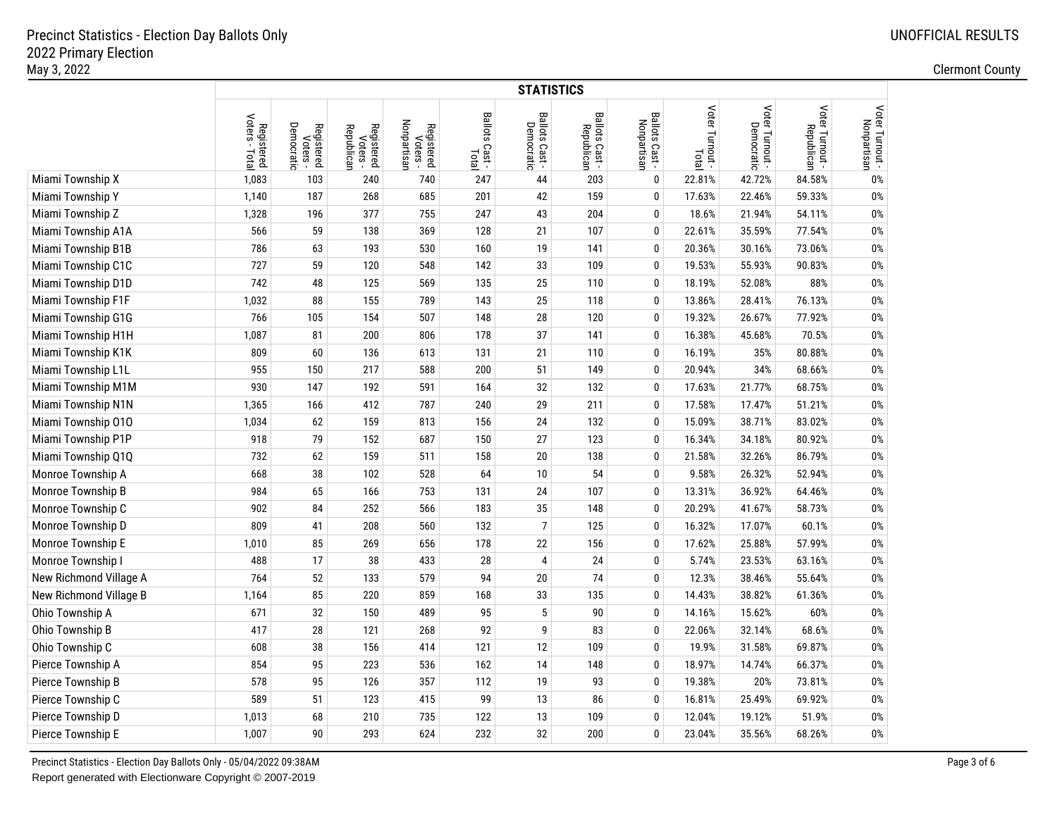Precinct Statistics - Election Day Ballots Only
2022 Primary Election
May 3, 2022

UNOFFICIAL RESULTS

Clermont County

| | STATISTICS | | | | | | | | | | | |
|---|---|---|---|---|---|---|---|---|---|---|---|---|
| | Registered Voters - Total | Registered Voters - Democratic | Registered Voters - Republican | Registered Voters - Nonpartisan | Ballots Cast - Total | Ballots Cast - Democratic | Ballots Cast - Republican | Ballots Cast - Nonpartisan | Voter Turnout - Total | Voter Turnout - Democratic | Voter Turnout - Republican | Voter Turnout - Nonpartisan |
| Miami Township X | 1,083 | 103 | 240 | 740 | 247 | 44 | 203 | 0 | 22.81% | 42.72% | 84.58% | 0% |
| Miami Township Y | 1,140 | 187 | 268 | 685 | 201 | 42 | 159 | 0 | 17.63% | 22.46% | 59.33% | 0% |
| Miami Township Z | 1,328 | 196 | 377 | 755 | 247 | 43 | 204 | 0 | 18.6% | 21.94% | 54.11% | 0% |
| Miami Township A1A | 566 | 59 | 138 | 369 | 128 | 21 | 107 | 0 | 22.61% | 35.59% | 77.54% | 0% |
| Miami Township B1B | 786 | 63 | 193 | 530 | 160 | 19 | 141 | 0 | 20.36% | 30.16% | 73.06% | 0% |
| Miami Township C1C | 727 | 59 | 120 | 548 | 142 | 33 | 109 | 0 | 19.53% | 55.93% | 90.83% | 0% |
| Miami Township D1D | 742 | 48 | 125 | 569 | 135 | 25 | 110 | 0 | 18.19% | 52.08% | 88% | 0% |
| Miami Township F1F | 1,032 | 88 | 155 | 789 | 143 | 25 | 118 | 0 | 13.86% | 28.41% | 76.13% | 0% |
| Miami Township G1G | 766 | 105 | 154 | 507 | 148 | 28 | 120 | 0 | 19.32% | 26.67% | 77.92% | 0% |
| Miami Township H1H | 1,087 | 81 | 200 | 806 | 178 | 37 | 141 | 0 | 16.38% | 45.68% | 70.5% | 0% |
| Miami Township K1K | 809 | 60 | 136 | 613 | 131 | 21 | 110 | 0 | 16.19% | 35% | 80.88% | 0% |
| Miami Township L1L | 955 | 150 | 217 | 588 | 200 | 51 | 149 | 0 | 20.94% | 34% | 68.66% | 0% |
| Miami Township M1M | 930 | 147 | 192 | 591 | 164 | 32 | 132 | 0 | 17.63% | 21.77% | 68.75% | 0% |
| Miami Township N1N | 1,365 | 166 | 412 | 787 | 240 | 29 | 211 | 0 | 17.58% | 17.47% | 51.21% | 0% |
| Miami Township O1O | 1,034 | 62 | 159 | 813 | 156 | 24 | 132 | 0 | 15.09% | 38.71% | 83.02% | 0% |
| Miami Township P1P | 918 | 79 | 152 | 687 | 150 | 27 | 123 | 0 | 16.34% | 34.18% | 80.92% | 0% |
| Miami Township Q1Q | 732 | 62 | 159 | 511 | 158 | 20 | 138 | 0 | 21.58% | 32.26% | 86.79% | 0% |
| Monroe Township A | 668 | 38 | 102 | 528 | 64 | 10 | 54 | 0 | 9.58% | 26.32% | 52.94% | 0% |
| Monroe Township B | 984 | 65 | 166 | 753 | 131 | 24 | 107 | 0 | 13.31% | 36.92% | 64.46% | 0% |
| Monroe Township C | 902 | 84 | 252 | 566 | 183 | 35 | 148 | 0 | 20.29% | 41.67% | 58.73% | 0% |
| Monroe Township D | 809 | 41 | 208 | 560 | 132 | 7 | 125 | 0 | 16.32% | 17.07% | 60.1% | 0% |
| Monroe Township E | 1,010 | 85 | 269 | 656 | 178 | 22 | 156 | 0 | 17.62% | 25.88% | 57.99% | 0% |
| Monroe Township I | 488 | 17 | 38 | 433 | 28 | 4 | 24 | 0 | 5.74% | 23.53% | 63.16% | 0% |
| New Richmond Village A | 764 | 52 | 133 | 579 | 94 | 20 | 74 | 0 | 12.3% | 38.46% | 55.64% | 0% |
| New Richmond Village B | 1,164 | 85 | 220 | 859 | 168 | 33 | 135 | 0 | 14.43% | 38.82% | 61.36% | 0% |
| Ohio Township A | 671 | 32 | 150 | 489 | 95 | 5 | 90 | 0 | 14.16% | 15.62% | 60% | 0% |
| Ohio Township B | 417 | 28 | 121 | 268 | 92 | 9 | 83 | 0 | 22.06% | 32.14% | 68.6% | 0% |
| Ohio Township C | 608 | 38 | 156 | 414 | 121 | 12 | 109 | 0 | 19.9% | 31.58% | 69.87% | 0% |
| Pierce Township A | 854 | 95 | 223 | 536 | 162 | 14 | 148 | 0 | 18.97% | 14.74% | 66.37% | 0% |
| Pierce Township B | 578 | 95 | 126 | 357 | 112 | 19 | 93 | 0 | 19.38% | 20% | 73.81% | 0% |
| Pierce Township C | 589 | 51 | 123 | 415 | 99 | 13 | 86 | 0 | 16.81% | 25.49% | 69.92% | 0% |
| Pierce Township D | 1,013 | 68 | 210 | 735 | 122 | 13 | 109 | 0 | 12.04% | 19.12% | 51.9% | 0% |
| Pierce Township E | 1,007 | 90 | 293 | 624 | 232 | 32 | 200 | 0 | 23.04% | 35.56% | 68.26% | 0% |

Precinct Statistics - Election Day Ballots Only - 05/04/2022 09:38AM
Report generated with Electionware Copyright © 2007-2019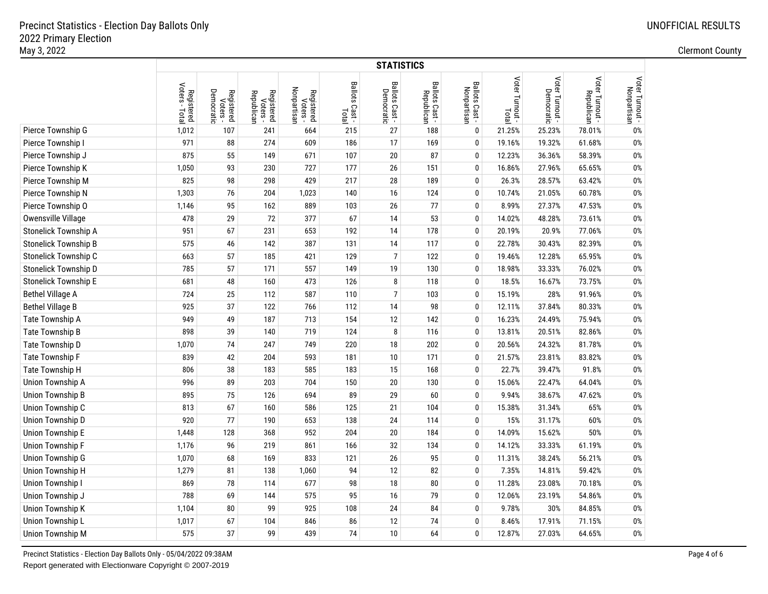Precinct Statistics - Election Day Ballots Only
2022 Primary Election
May 3, 2022

UNOFFICIAL RESULTS

Clermont County

| | STATISTICS | | | | | | | | | | | |
|---|---|---|---|---|---|---|---|---|---|---|---|---|
| | Registered Voters - Total | Registered Voters - Democratic | Registered Voters - Republican | Registered Voters - Nonpartisan | Ballots Cast - Total | Ballots Cast - Democratic | Ballots Cast - Republican | Ballots Cast - Nonpartisan | Voter Turnout - Total | Voter Turnout - Democratic | Voter Turnout - Republican | Voter Turnout - Nonpartisan |
| Pierce Township G | 1,012 | 107 | 241 | 664 | 215 | 27 | 188 | 0 | 21.25% | 25.23% | 78.01% | 0% |
| Pierce Township I | 971 | 88 | 274 | 609 | 186 | 17 | 169 | 0 | 19.16% | 19.32% | 61.68% | 0% |
| Pierce Township J | 875 | 55 | 149 | 671 | 107 | 20 | 87 | 0 | 12.23% | 36.36% | 58.39% | 0% |
| Pierce Township K | 1,050 | 93 | 230 | 727 | 177 | 26 | 151 | 0 | 16.86% | 27.96% | 65.65% | 0% |
| Pierce Township M | 825 | 98 | 298 | 429 | 217 | 28 | 189 | 0 | 26.3% | 28.57% | 63.42% | 0% |
| Pierce Township N | 1,303 | 76 | 204 | 1,023 | 140 | 16 | 124 | 0 | 10.74% | 21.05% | 60.78% | 0% |
| Pierce Township O | 1,146 | 95 | 162 | 889 | 103 | 26 | 77 | 0 | 8.99% | 27.37% | 47.53% | 0% |
| Owensville Village | 478 | 29 | 72 | 377 | 67 | 14 | 53 | 0 | 14.02% | 48.28% | 73.61% | 0% |
| Stonelick Township A | 951 | 67 | 231 | 653 | 192 | 14 | 178 | 0 | 20.19% | 20.9% | 77.06% | 0% |
| Stonelick Township B | 575 | 46 | 142 | 387 | 131 | 14 | 117 | 0 | 22.78% | 30.43% | 82.39% | 0% |
| Stonelick Township C | 663 | 57 | 185 | 421 | 129 | 7 | 122 | 0 | 19.46% | 12.28% | 65.95% | 0% |
| Stonelick Township D | 785 | 57 | 171 | 557 | 149 | 19 | 130 | 0 | 18.98% | 33.33% | 76.02% | 0% |
| Stonelick Township E | 681 | 48 | 160 | 473 | 126 | 8 | 118 | 0 | 18.5% | 16.67% | 73.75% | 0% |
| Bethel Village A | 724 | 25 | 112 | 587 | 110 | 7 | 103 | 0 | 15.19% | 28% | 91.96% | 0% |
| Bethel Village B | 925 | 37 | 122 | 766 | 112 | 14 | 98 | 0 | 12.11% | 37.84% | 80.33% | 0% |
| Tate Township A | 949 | 49 | 187 | 713 | 154 | 12 | 142 | 0 | 16.23% | 24.49% | 75.94% | 0% |
| Tate Township B | 898 | 39 | 140 | 719 | 124 | 8 | 116 | 0 | 13.81% | 20.51% | 82.86% | 0% |
| Tate Township D | 1,070 | 74 | 247 | 749 | 220 | 18 | 202 | 0 | 20.56% | 24.32% | 81.78% | 0% |
| Tate Township F | 839 | 42 | 204 | 593 | 181 | 10 | 171 | 0 | 21.57% | 23.81% | 83.82% | 0% |
| Tate Township H | 806 | 38 | 183 | 585 | 183 | 15 | 168 | 0 | 22.7% | 39.47% | 91.8% | 0% |
| Union Township A | 996 | 89 | 203 | 704 | 150 | 20 | 130 | 0 | 15.06% | 22.47% | 64.04% | 0% |
| Union Township B | 895 | 75 | 126 | 694 | 89 | 29 | 60 | 0 | 9.94% | 38.67% | 47.62% | 0% |
| Union Township C | 813 | 67 | 160 | 586 | 125 | 21 | 104 | 0 | 15.38% | 31.34% | 65% | 0% |
| Union Township D | 920 | 77 | 190 | 653 | 138 | 24 | 114 | 0 | 15% | 31.17% | 60% | 0% |
| Union Township E | 1,448 | 128 | 368 | 952 | 204 | 20 | 184 | 0 | 14.09% | 15.62% | 50% | 0% |
| Union Township F | 1,176 | 96 | 219 | 861 | 166 | 32 | 134 | 0 | 14.12% | 33.33% | 61.19% | 0% |
| Union Township G | 1,070 | 68 | 169 | 833 | 121 | 26 | 95 | 0 | 11.31% | 38.24% | 56.21% | 0% |
| Union Township H | 1,279 | 81 | 138 | 1,060 | 94 | 12 | 82 | 0 | 7.35% | 14.81% | 59.42% | 0% |
| Union Township I | 869 | 78 | 114 | 677 | 98 | 18 | 80 | 0 | 11.28% | 23.08% | 70.18% | 0% |
| Union Township J | 788 | 69 | 144 | 575 | 95 | 16 | 79 | 0 | 12.06% | 23.19% | 54.86% | 0% |
| Union Township K | 1,104 | 80 | 99 | 925 | 108 | 24 | 84 | 0 | 9.78% | 30% | 84.85% | 0% |
| Union Township L | 1,017 | 67 | 104 | 846 | 86 | 12 | 74 | 0 | 8.46% | 17.91% | 71.15% | 0% |
| Union Township M | 575 | 37 | 99 | 439 | 74 | 10 | 64 | 0 | 12.87% | 27.03% | 64.65% | 0% |

Precinct Statistics - Election Day Ballots Only - 05/04/2022 09:38AM
Report generated with Electionware Copyright © 2007-2019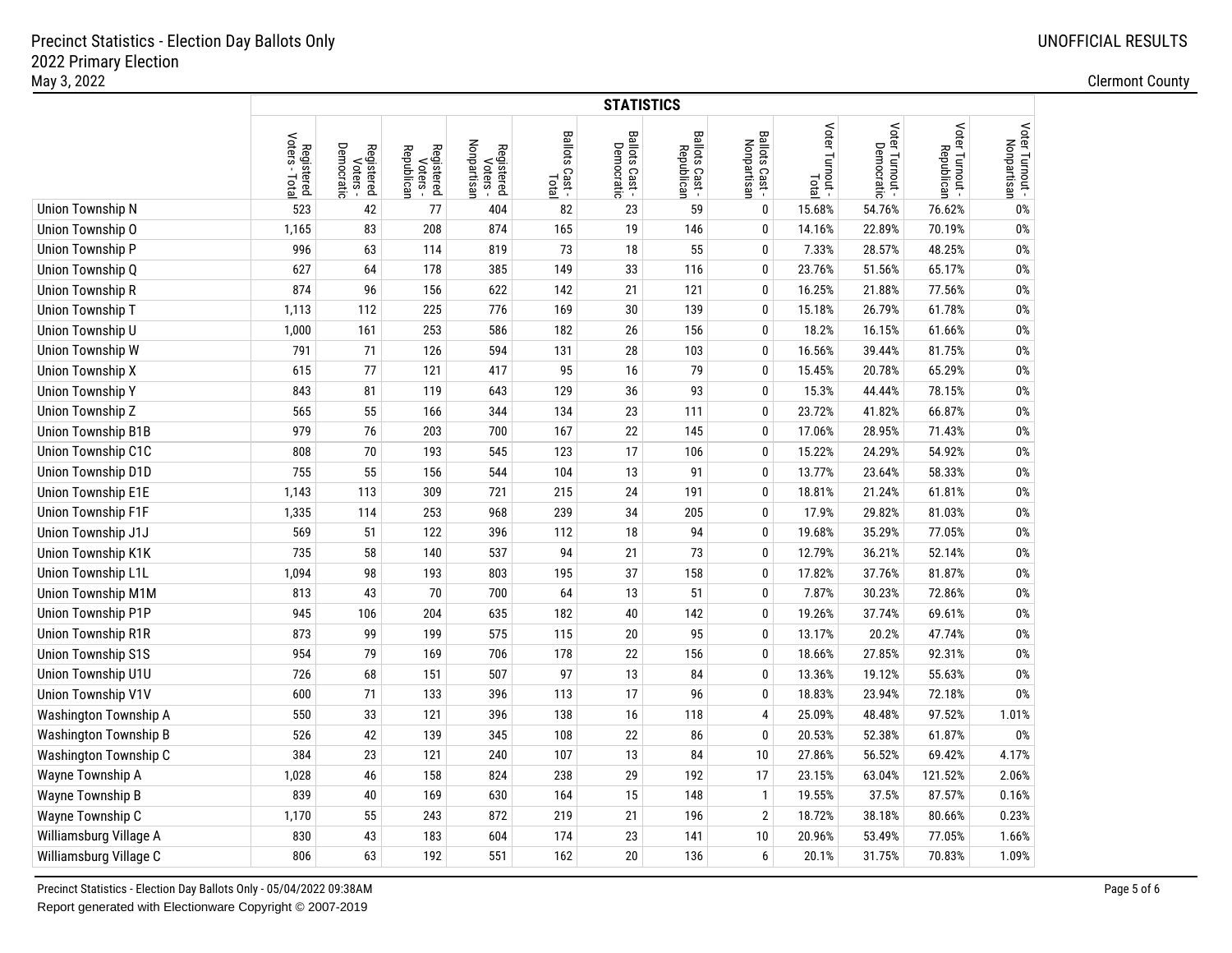# Precinct Statistics - Election Day Ballots Only
## 2022 Primary Election
May 3, 2022

UNOFFICIAL RESULTS

Clermont County

| | STATISTICS | | | | | | | | | | | |
|---|---|---|---|---|---|---|---|---|---|---|---|---|
| | Registered Voters - Total | Registered Voters - Democratic | Registered Voters - Republican | Registered Voters - Nonpartisan | Ballots Cast - Total | Ballots Cast - Democratic | Ballots Cast - Republican | Ballots Cast - Nonpartisan | Voter Turnout - Total | Voter Turnout - Democratic | Voter Turnout - Republican | Voter Turnout - Nonpartisan |
| Union Township N | 523 | 42 | 77 | 404 | 82 | 23 | 59 | 0 | 15.68% | 54.76% | 76.62% | 0% |
| Union Township O | 1,165 | 83 | 208 | 874 | 165 | 19 | 146 | 0 | 14.16% | 22.89% | 70.19% | 0% |
| Union Township P | 996 | 63 | 114 | 819 | 73 | 18 | 55 | 0 | 7.33% | 28.57% | 48.25% | 0% |
| Union Township Q | 627 | 64 | 178 | 385 | 149 | 33 | 116 | 0 | 23.76% | 51.56% | 65.17% | 0% |
| Union Township R | 874 | 96 | 156 | 622 | 142 | 21 | 121 | 0 | 16.25% | 21.88% | 77.56% | 0% |
| Union Township T | 1,113 | 112 | 225 | 776 | 169 | 30 | 139 | 0 | 15.18% | 26.79% | 61.78% | 0% |
| Union Township U | 1,000 | 161 | 253 | 586 | 182 | 26 | 156 | 0 | 18.2% | 16.15% | 61.66% | 0% |
| Union Township W | 791 | 71 | 126 | 594 | 131 | 28 | 103 | 0 | 16.56% | 39.44% | 81.75% | 0% |
| Union Township X | 615 | 77 | 121 | 417 | 95 | 16 | 79 | 0 | 15.45% | 20.78% | 65.29% | 0% |
| Union Township Y | 843 | 81 | 119 | 643 | 129 | 36 | 93 | 0 | 15.3% | 44.44% | 78.15% | 0% |
| Union Township Z | 565 | 55 | 166 | 344 | 134 | 23 | 111 | 0 | 23.72% | 41.82% | 66.87% | 0% |
| Union Township B1B | 979 | 76 | 203 | 700 | 167 | 22 | 145 | 0 | 17.06% | 28.95% | 71.43% | 0% |
| Union Township C1C | 808 | 70 | 193 | 545 | 123 | 17 | 106 | 0 | 15.22% | 24.29% | 54.92% | 0% |
| Union Township D1D | 755 | 55 | 156 | 544 | 104 | 13 | 91 | 0 | 13.77% | 23.64% | 58.33% | 0% |
| Union Township E1E | 1,143 | 113 | 309 | 721 | 215 | 24 | 191 | 0 | 18.81% | 21.24% | 61.81% | 0% |
| Union Township F1F | 1,335 | 114 | 253 | 968 | 239 | 34 | 205 | 0 | 17.9% | 29.82% | 81.03% | 0% |
| Union Township J1J | 569 | 51 | 122 | 396 | 112 | 18 | 94 | 0 | 19.68% | 35.29% | 77.05% | 0% |
| Union Township K1K | 735 | 58 | 140 | 537 | 94 | 21 | 73 | 0 | 12.79% | 36.21% | 52.14% | 0% |
| Union Township L1L | 1,094 | 98 | 193 | 803 | 195 | 37 | 158 | 0 | 17.82% | 37.76% | 81.87% | 0% |
| Union Township M1M | 813 | 43 | 70 | 700 | 64 | 13 | 51 | 0 | 7.87% | 30.23% | 72.86% | 0% |
| Union Township P1P | 945 | 106 | 204 | 635 | 182 | 40 | 142 | 0 | 19.26% | 37.74% | 69.61% | 0% |
| Union Township R1R | 873 | 99 | 199 | 575 | 115 | 20 | 95 | 0 | 13.17% | 20.2% | 47.74% | 0% |
| Union Township S1S | 954 | 79 | 169 | 706 | 178 | 22 | 156 | 0 | 18.66% | 27.85% | 92.31% | 0% |
| Union Township U1U | 726 | 68 | 151 | 507 | 97 | 13 | 84 | 0 | 13.36% | 19.12% | 55.63% | 0% |
| Union Township V1V | 600 | 71 | 133 | 396 | 113 | 17 | 96 | 0 | 18.83% | 23.94% | 72.18% | 0% |
| Washington Township A | 550 | 33 | 121 | 396 | 138 | 16 | 118 | 4 | 25.09% | 48.48% | 97.52% | 1.01% |
| Washington Township B | 526 | 42 | 139 | 345 | 108 | 22 | 86 | 0 | 20.53% | 52.38% | 61.87% | 0% |
| Washington Township C | 384 | 23 | 121 | 240 | 107 | 13 | 84 | 10 | 27.86% | 56.52% | 69.42% | 4.17% |
| Wayne Township A | 1,028 | 46 | 158 | 824 | 238 | 29 | 192 | 17 | 23.15% | 63.04% | 121.52% | 2.06% |
| Wayne Township B | 839 | 40 | 169 | 630 | 164 | 15 | 148 | 1 | 19.55% | 37.5% | 87.57% | 0.16% |
| Wayne Township C | 1,170 | 55 | 243 | 872 | 219 | 21 | 196 | 2 | 18.72% | 38.18% | 80.66% | 0.23% |
| Williamsburg Village A | 830 | 43 | 183 | 604 | 174 | 23 | 141 | 10 | 20.96% | 53.49% | 77.05% | 1.66% |
| Williamsburg Village C | 806 | 63 | 192 | 551 | 162 | 20 | 136 | 6 | 20.1% | 31.75% | 70.83% | 1.09% |

Precinct Statistics - Election Day Ballots Only - 05/04/2022 09:38AM

Report generated with Electionware Copyright © 2007-2019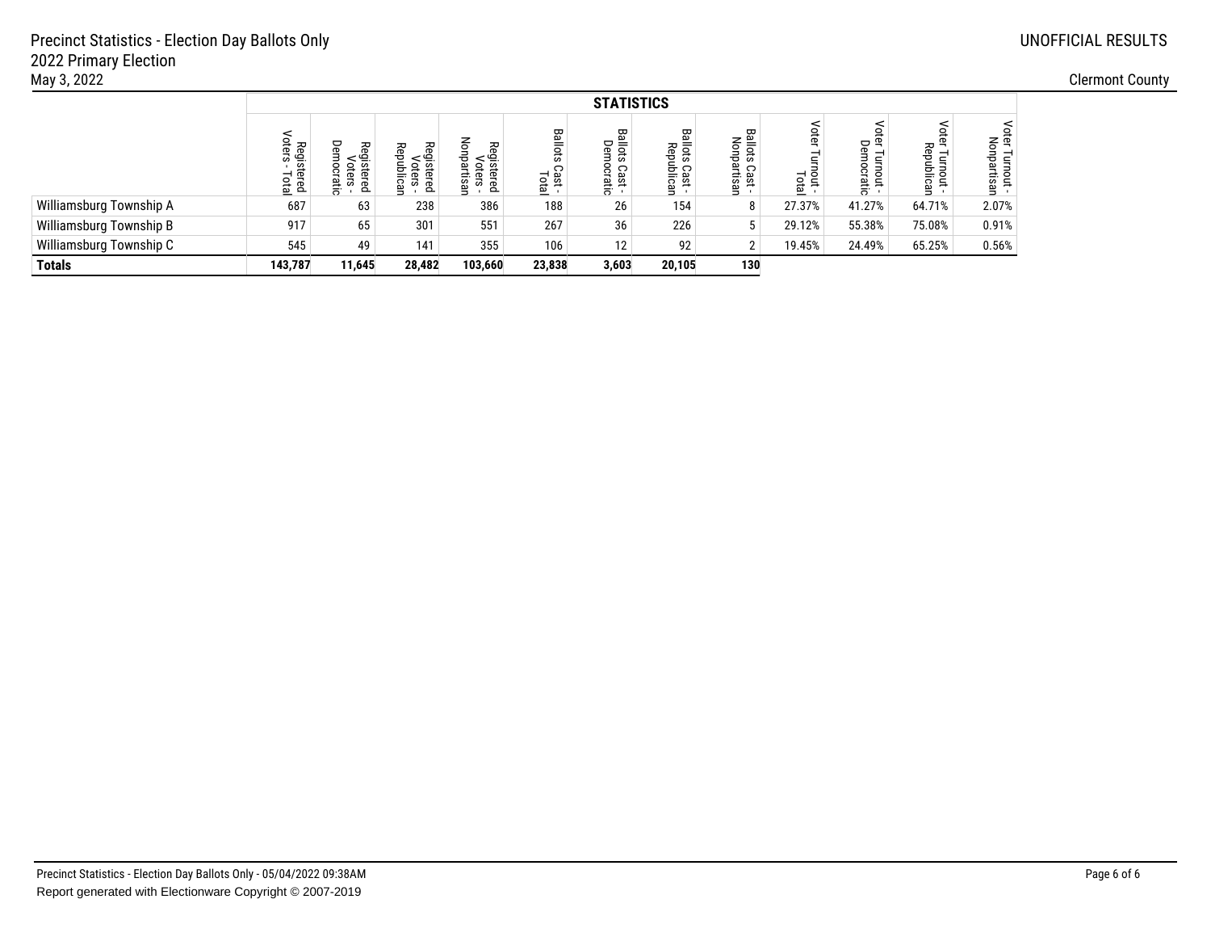Precinct Statistics - Election Day Ballots Only
2022 Primary Election
May 3, 2022

UNOFFICIAL RESULTS

Clermont County

| | STATISTICS | | | | | | | | | | | |
|---|---|---|---|---|---|---|---|---|---|---|---|---|
| | Registered Voters - Total | Registered Voters - Democratic | Registered Voters - Republican | Registered Voters - Nonpartisan | Ballots Cast - Total | Ballots Cast - Democratic | Ballots Cast - Republican | Ballots Cast - Nonpartisan | Voter Turnout - Total | Voter Turnout - Democratic | Voter Turnout - Republican | Voter Turnout - Nonpartisan |
| Williamsburg Township A | 687 | 63 | 238 | 386 | 188 | 26 | 154 | 8 | 27.37% | 41.27% | 64.71% | 2.07% |
| Williamsburg Township B | 917 | 65 | 301 | 551 | 267 | 36 | 226 | 5 | 29.12% | 55.38% | 75.08% | 0.91% |
| Williamsburg Township C | 545 | 49 | 141 | 355 | 106 | 12 | 92 | 2 | 19.45% | 24.49% | 65.25% | 0.56% |
| **Totals** | **143,787** | **11,645** | **28,482** | **103,660** | **23,838** | **3,603** | **20,105** | **130** | | | | |

Precinct Statistics - Election Day Ballots Only - 05/04/2022 09:38AM
Report generated with Electionware Copyright © 2007-2019